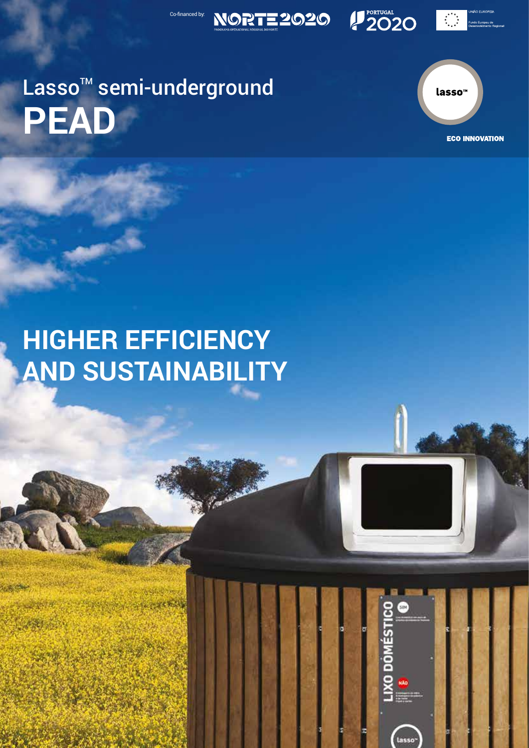Co-financed by: NORTE2020 PORTUGAL 2020 UNIÃO EUROPEIA Fundo Europeu de Desenvolvimento Regional

# Lasso™ semi-underground **PEAD**

lasso™

ECO INNOVATION

# HIGHER EFFICIENCY AND SUSTAINABILITY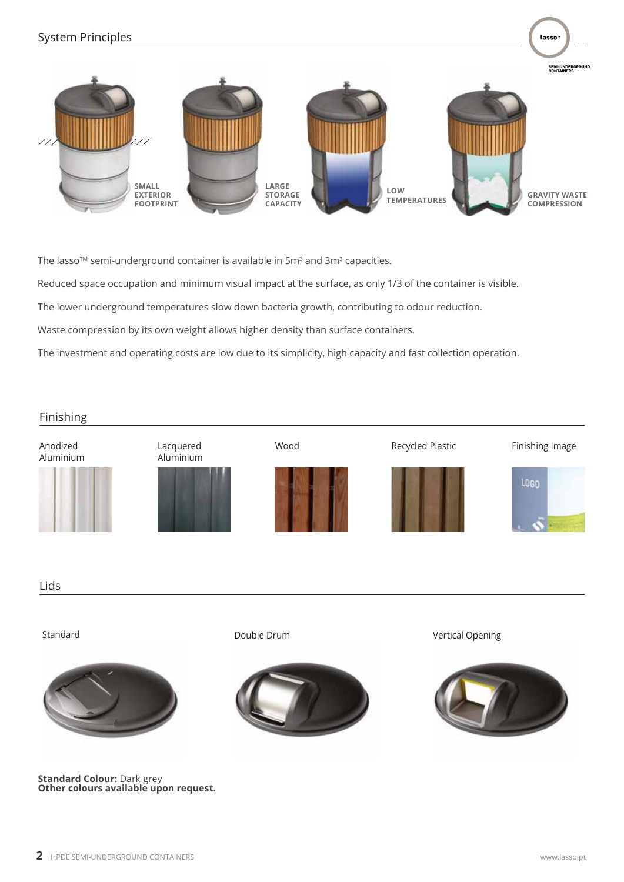## System Principles

SMALL EXTERIOR FOOTPRINT

LARGE STORAGE CAPACITY

LOW TEMPERATURES

GRAVITY WASTE COMPRESSION

The lasso™ semi-underground container is available in 5m³ and 3m³ capacities.

Reduced space occupation and minimum visual impact at the surface, as only 1/3 of the container is visible.

The lower underground temperatures slow down bacteria growth, contributing to odour reduction.

Waste compression by its own weight allows higher density than surface containers.

The investment and operating costs are low due to its simplicity, high capacity and fast collection operation.

## Finishing

Anodized Aluminium

Lacquered Aluminium

Wood

Recycled Plastic

Finishing Image

## Lids

Standard

Double Drum

Vertical Opening

**Standard Colour:** Dark grey
**Other colours available upon request.**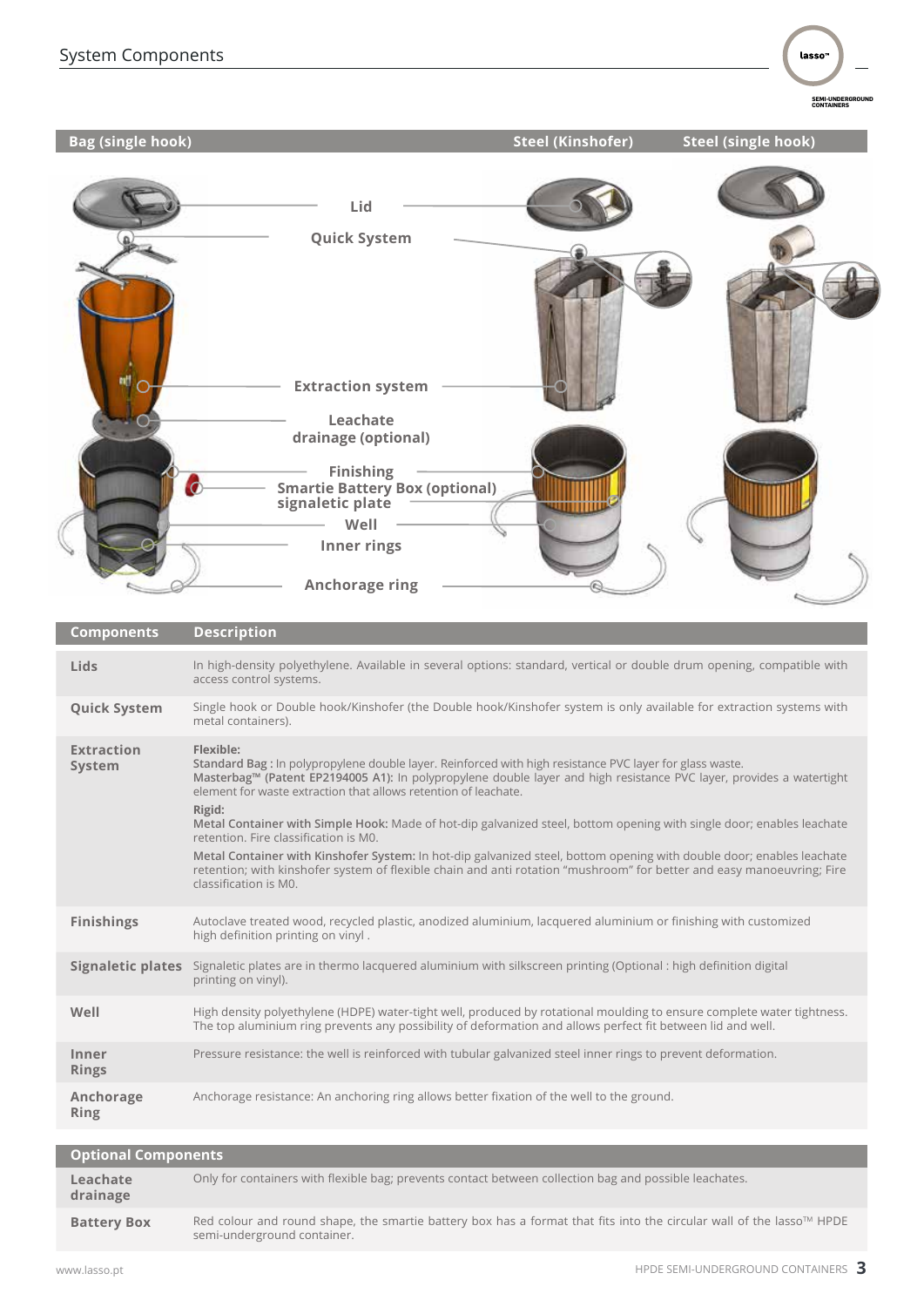## System Components

| Bag (single hook) | Steel (Kinshofer) | Steel (single hook) |
|---|---|---|

Lid

Quick System

Extraction system

Leachate drainage (optional)

Finishing

Smartie Battery Box (optional)

signaletic plate

Well

Inner rings

Anchorage ring

| Components | Description |
|---|---|
| **Lids** | In high-density polyethylene. Available in several options: standard, vertical or double drum opening, compatible with access control systems. |
| **Quick System** | Single hook or Double hook/Kinshofer (the Double hook/Kinshofer system is only available for extraction systems with metal containers). |
| **Extraction System** | **Flexible:** **Standard Bag :** In polypropylene double layer. Reinforced with high resistance PVC layer for glass waste. **Masterbag™ (Patent EP2194005 A1):** In polypropylene double layer and high resistance PVC layer, provides a watertight element for waste extraction that allows retention of leachate. **Rigid:** **Metal Container with Simple Hook:** Made of hot-dip galvanized steel, bottom opening with single door; enables leachate retention. Fire classification is M0. **Metal Container with Kinshofer System:** In hot-dip galvanized steel, bottom opening with double door; enables leachate retention; with kinshofer system of flexible chain and anti rotation "mushroom" for better and easy manoeuvring; Fire classification is M0. |
| **Finishings** | Autoclave treated wood, recycled plastic, anodized aluminium, lacquered aluminium or finishing with customized high definition printing on vinyl . |
| **Signaletic plates** | Signaletic plates are in thermo lacquered aluminium with silkscreen printing (Optional : high definition digital printing on vinyl). |
| **Well** | High density polyethylene (HDPE) water-tight well, produced by rotational moulding to ensure complete water tightness. The top aluminium ring prevents any possibility of deformation and allows perfect fit between lid and well. |
| **Inner Rings** | Pressure resistance: the well is reinforced with tubular galvanized steel inner rings to prevent deformation. |
| **Anchorage Ring** | Anchorage resistance: An anchoring ring allows better fixation of the well to the ground. |

| Optional Components | |
|---|---|
| **Leachate drainage** | Only for containers with flexible bag; prevents contact between collection bag and possible leachates. |
| **Battery Box** | Red colour and round shape, the smartie battery box has a format that fits into the circular wall of the lasso™ HDPE semi-underground container. |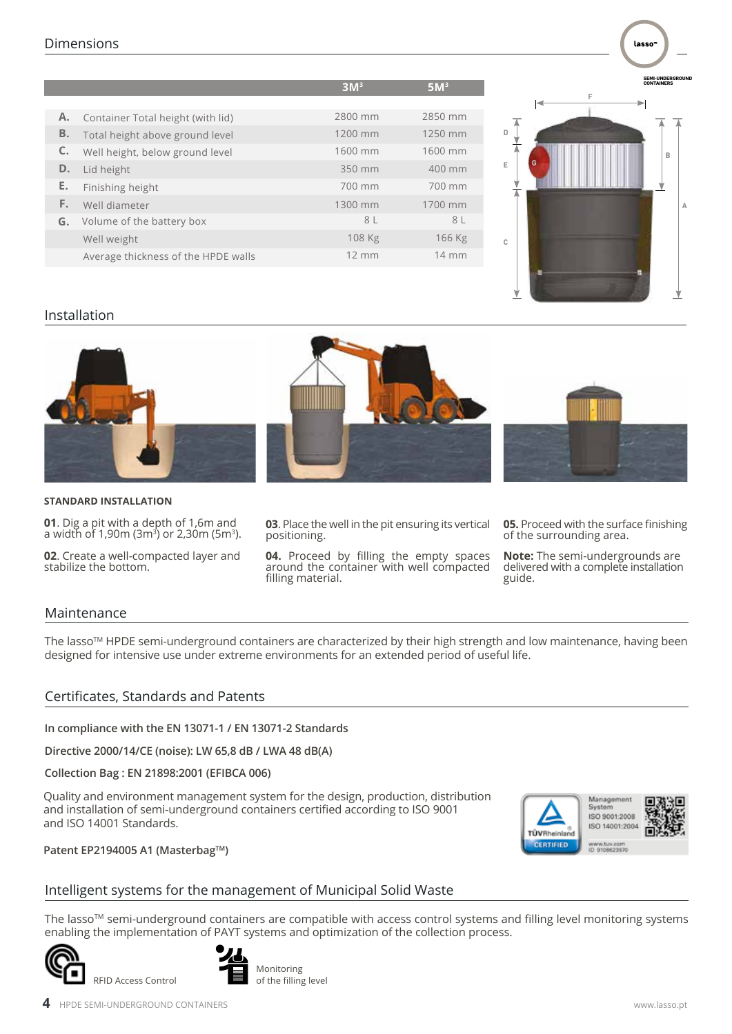## Dimensions

| | | 3M³ | 5M³ |
|---|---|---|---|
| **A.** | Container Total height (with lid) | 2800 mm | 2850 mm |
| **B.** | Total height above ground level | 1200 mm | 1250 mm |
| **C.** | Well height, below ground level | 1600 mm | 1600 mm |
| **D.** | Lid height | 350 mm | 400 mm |
| **E.** | Finishing height | 700 mm | 700 mm |
| **F.** | Well diameter | 1300 mm | 1700 mm |
| **G.** | Volume of the battery box | 8 L | 8 L |
| | Well weight | 108 Kg | 166 Kg |
| | Average thickness of the HPDE walls | 12 mm | 14 mm |

## Installation

**STANDARD INSTALLATION**

**01**. Dig a pit with a depth of 1,6m and a width of 1,90m (3m³) or 2,30m (5m³).

**02**. Create a well-compacted layer and stabilize the bottom.

**03**. Place the well in the pit ensuring its vertical positioning.

**04.** Proceed by filling the empty spaces around the container with well compacted filling material.

**05.** Proceed with the surface finishing of the surrounding area.

**Note:** The semi-undergrounds are delivered with a complete installation guide.

## Maintenance

The lasso™ HPDE semi-underground containers are characterized by their high strength and low maintenance, having been designed for intensive use under extreme environments for an extended period of useful life.

## Certificates, Standards and Patents

**In compliance with the EN 13071-1 / EN 13071-2 Standards**

**Directive 2000/14/CE (noise): LW 65,8 dB / LWA 48 dB(A)**

**Collection Bag : EN 21898:2001 (EFIBCA 006)**

Quality and environment management system for the design, production, distribution and installation of semi-underground containers certified according to ISO 9001 and ISO 14001 Standards.

**Patent EP2194005 A1 (Masterbag™)**

## Intelligent systems for the management of Municipal Solid Waste

The lasso™ semi-underground containers are compatible with access control systems and filling level monitoring systems enabling the implementation of PAYT systems and optimization of the collection process.

RFID Access Control

Monitoring of the filling level